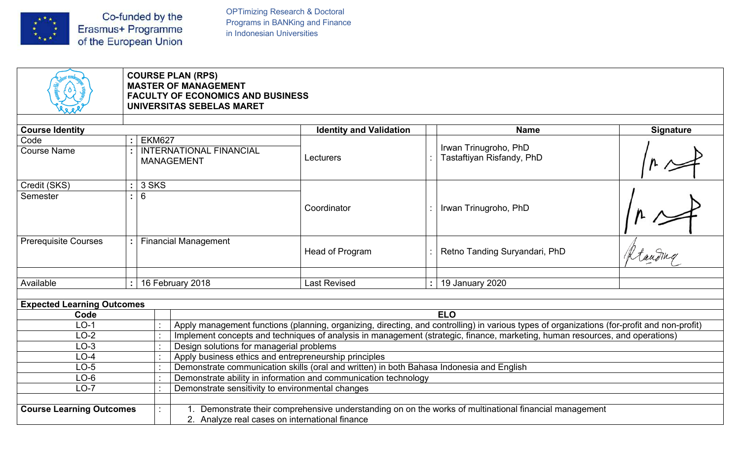Co-funded by the Erasmus+ Programme of the European Union

OPTimizing Research & Doctoral Programs in BANKing and Finance in Indonesian Universities

**COURSE PLAN (RPS)**
**MASTER OF MANAGEMENT**
**FACULTY OF ECONOMICS AND BUSINESS**
**UNIVERSITAS SEBELAS MARET**

| **Course Identity** | | | **Identity and Validation** | | **Name** | **Signature** |
|---|---|---|---|---|---|---|
| Code | : | EKM627 | Lecturers | : | Irwan Trinugroho, PhD<br>Tastaftiyan Risfandy, PhD | |
| Course Name | : | INTERNATIONAL FINANCIAL MANAGEMENT | | | | |
| Credit (SKS) | : | 3 SKS | Coordinator | : | Irwan Trinugroho, PhD | |
| Semester | : | 6 | | | | |
| Prerequisite Courses | : | Financial Management | Head of Program | : | Retno Tanding Suryandari, PhD | |
| Available | : | 16 February 2018 | Last Revised | : | 19 January 2020 | |

**Expected Learning Outcomes**

| Code | | ELO |
|---|---|---|
| LO-1 | : | Apply management functions (planning, organizing, directing, and controlling) in various types of organizations (for-profit and non-profit) |
| LO-2 | : | Implement concepts and techniques of analysis in management (strategic, finance, marketing, human resources, and operations) |
| LO-3 | : | Design solutions for managerial problems |
| LO-4 | : | Apply business ethics and entrepreneurship principles |
| LO-5 | : | Demonstrate communication skills (oral and written) in both Bahasa Indonesia and English |
| LO-6 | : | Demonstrate ability in information and communication technology |
| LO-7 | : | Demonstrate sensitivity to environmental changes |

**Course Learning Outcomes** :

1. Demonstrate their comprehensive understanding on on the works of multinational financial management
2. Analyze real cases on international finance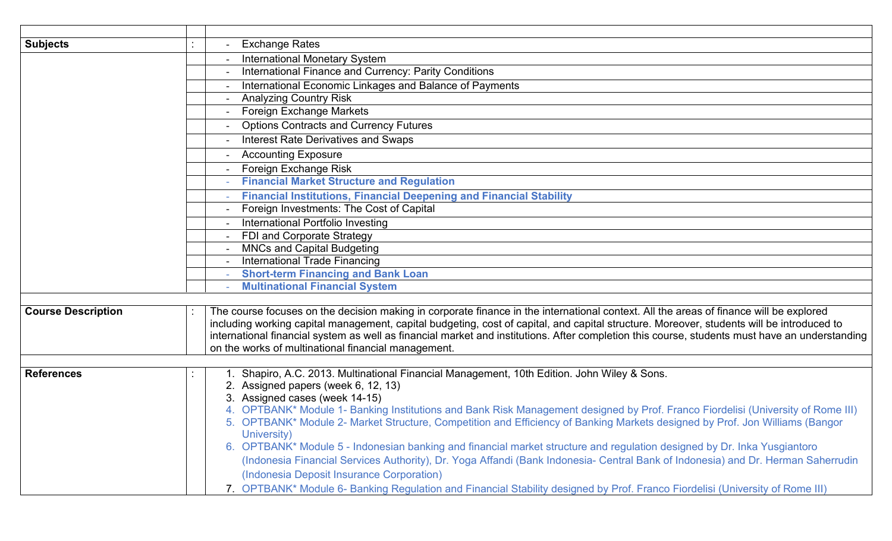| | | |
|---|---|---|
| **Subjects** | : | - Exchange Rates |
| | | - International Monetary System |
| | | - International Finance and Currency: Parity Conditions |
| | | - International Economic Linkages and Balance of Payments |
| | | - Analyzing Country Risk |
| | | - Foreign Exchange Markets |
| | | - Options Contracts and Currency Futures |
| | | - Interest Rate Derivatives and Swaps |
| | | - Accounting Exposure |
| | | - Foreign Exchange Risk |
| | | - **Financial Market Structure and Regulation** |
| | | - **Financial Institutions, Financial Deepening and Financial Stability** |
| | | - Foreign Investments: The Cost of Capital |
| | | - International Portfolio Investing |
| | | - FDI and Corporate Strategy |
| | | - MNCs and Capital Budgeting |
| | | - International Trade Financing |
| | | - **Short-term Financing and Bank Loan** |
| | | - **Multinational Financial System** |
| | | |
| **Course Description** | : | The course focuses on the decision making in corporate finance in the international context. All the areas of finance will be explored including working capital management, capital budgeting, cost of capital, and capital structure. Moreover, students will be introduced to international financial system as well as financial market and institutions. After completion this course, students must have an understanding on the works of multinational financial management. |
| | | |
| **References** | : | 1. Shapiro, A.C. 2013. Multinational Financial Management, 10th Edition. John Wiley & Sons.<br>2. Assigned papers (week 6, 12, 13)<br>3. Assigned cases (week 14-15)<br>4. OPTBANK* Module 1- Banking Institutions and Bank Risk Management designed by Prof. Franco Fiordelisi (University of Rome III)<br>5. OPTBANK* Module 2- Market Structure, Competition and Efficiency of Banking Markets designed by Prof. Jon Williams (Bangor University)<br>6. OPTBANK* Module 5 - Indonesian banking and financial market structure and regulation designed by Dr. Inka Yusgiantoro (Indonesia Financial Services Authority), Dr. Yoga Affandi (Bank Indonesia- Central Bank of Indonesia) and Dr. Herman Saherrudin (Indonesia Deposit Insurance Corporation)<br>7. OPTBANK* Module 6- Banking Regulation and Financial Stability designed by Prof. Franco Fiordelisi (University of Rome III) |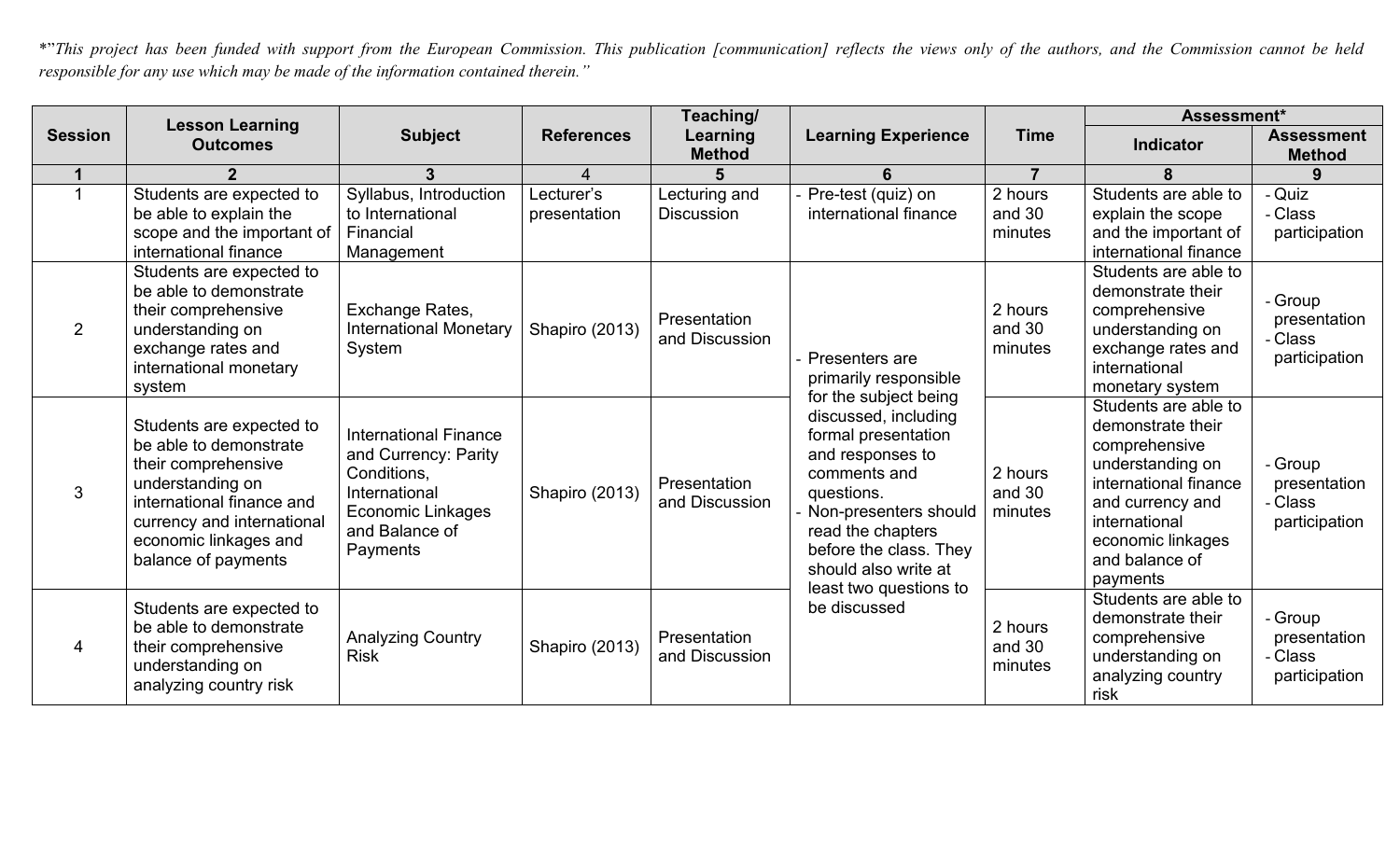*"This project has been funded with support from the European Commission. This publication [communication] reflects the views only of the authors, and the Commission cannot be held responsible for any use which may be made of the information contained therein."*

| Session | Lesson Learning Outcomes | Subject | References | Teaching/ Learning Method | Learning Experience | Time | Assessment* | |
|---|---|---|---|---|---|---|---|---|
| | | | | | | | Indicator | Assessment Method |
| **1** | **2** | **3** | 4 | **5** | **6** | **7** | **8** | **9** |
| 1 | Students are expected to be able to explain the scope and the important of international finance | Syllabus, Introduction to International Financial Management | Lecturer's presentation | Lecturing and Discussion | - Pre-test (quiz) on international finance | 2 hours and 30 minutes | Students are able to explain the scope and the important of international finance | - Quiz<br>- Class participation |
| 2 | Students are expected to be able to demonstrate their comprehensive understanding on exchange rates and international monetary system | Exchange Rates, International Monetary System | Shapiro (2013) | Presentation and Discussion | - Presenters are primarily responsible for the subject being discussed, including formal presentation and responses to comments and questions.<br>- Non-presenters should read the chapters before the class. They should also write at least two questions to be discussed | 2 hours and 30 minutes | Students are able to demonstrate their comprehensive understanding on exchange rates and international monetary system | - Group presentation<br>- Class participation |
| 3 | Students are expected to be able to demonstrate their comprehensive understanding on international finance and currency and international economic linkages and balance of payments | International Finance and Currency: Parity Conditions, International Economic Linkages and Balance of Payments | Shapiro (2013) | Presentation and Discussion | | 2 hours and 30 minutes | Students are able to demonstrate their comprehensive understanding on international finance and currency and international economic linkages and balance of payments | - Group presentation<br>- Class participation |
| 4 | Students are expected to be able to demonstrate their comprehensive understanding on analyzing country risk | Analyzing Country Risk | Shapiro (2013) | Presentation and Discussion | | 2 hours and 30 minutes | Students are able to demonstrate their comprehensive understanding on analyzing country risk | - Group presentation<br>- Class participation |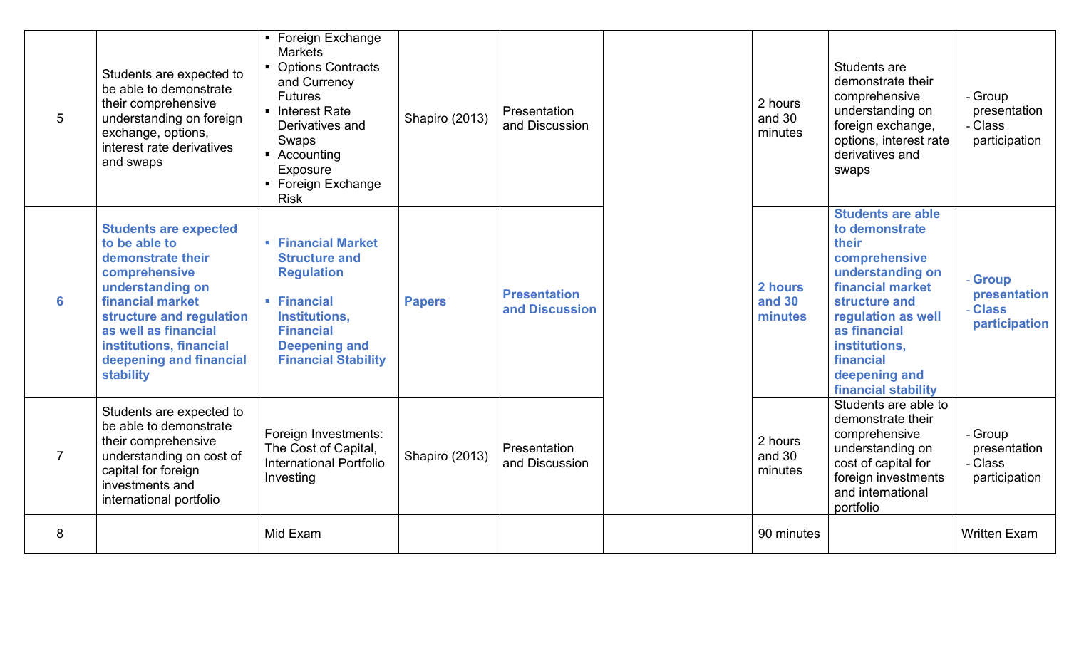| | | | | | | | | |
|---|---|---|---|---|---|---|---|---|
| 5 | Students are expected to be able to demonstrate their comprehensive understanding on foreign exchange, options, interest rate derivatives and swaps | ▪ Foreign Exchange Markets<br>▪ Options Contracts and Currency Futures<br>▪ Interest Rate Derivatives and Swaps<br>▪ Accounting Exposure<br>▪ Foreign Exchange Risk | Shapiro (2013) | Presentation and Discussion | | 2 hours and 30 minutes | Students are demonstrate their comprehensive understanding on foreign exchange, options, interest rate derivatives and swaps | - Group presentation<br>- Class participation |
| **6** | **Students are expected to be able to demonstrate their comprehensive understanding on financial market structure and regulation as well as financial institutions, financial deepening and financial stability** | ▪ **Financial Market Structure and Regulation**<br>▪ **Financial Institutions, Financial Deepening and Financial Stability** | **Papers** | **Presentation and Discussion** | | **2 hours and 30 minutes** | **Students are able to demonstrate their comprehensive understanding on financial market structure and regulation as well as financial institutions, financial deepening and financial stability** | **- Group presentation**<br>**- Class participation** |
| 7 | Students are expected to be able to demonstrate their comprehensive understanding on cost of capital for foreign investments and international portfolio | Foreign Investments: The Cost of Capital, International Portfolio Investing | Shapiro (2013) | Presentation and Discussion | | 2 hours and 30 minutes | Students are able to demonstrate their comprehensive understanding on cost of capital for foreign investments and international portfolio | - Group presentation<br>- Class participation |
| 8 | | Mid Exam | | | | 90 minutes | | Written Exam |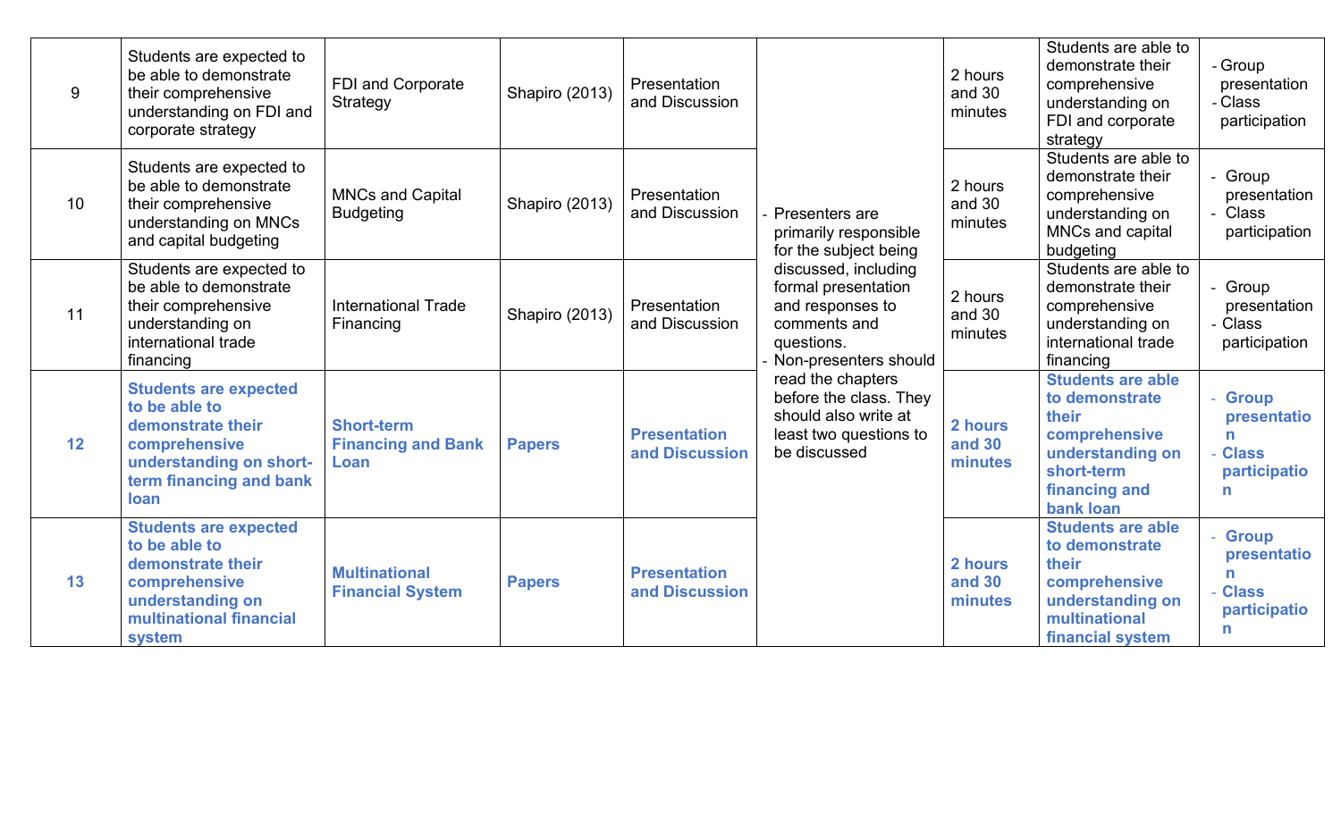| 9 | Students are expected to be able to demonstrate their comprehensive understanding on FDI and corporate strategy | FDI and Corporate Strategy | Shapiro (2013) | Presentation and Discussion | - Presenters are primarily responsible for the subject being discussed, including formal presentation and responses to comments and questions.<br>- Non-presenters should read the chapters before the class. They should also write at least two questions to be discussed | 2 hours and 30 minutes | Students are able to demonstrate their comprehensive understanding on FDI and corporate strategy | - Group presentation<br>- Class participation |
|---|---|---|---|---|---|---|---|---|
| 10 | Students are expected to be able to demonstrate their comprehensive understanding on MNCs and capital budgeting | MNCs and Capital Budgeting | Shapiro (2013) | Presentation and Discussion | | 2 hours and 30 minutes | Students are able to demonstrate their comprehensive understanding on MNCs and capital budgeting | - Group presentation<br>- Class participation |
| 11 | Students are expected to be able to demonstrate their comprehensive understanding on international trade financing | International Trade Financing | Shapiro (2013) | Presentation and Discussion | | 2 hours and 30 minutes | Students are able to demonstrate their comprehensive understanding on international trade financing | - Group presentation<br>- Class participation |
| **12** | **Students are expected to be able to demonstrate their comprehensive understanding on short-term financing and bank loan** | **Short-term Financing and Bank Loan** | **Papers** | **Presentation and Discussion** | | **2 hours and 30 minutes** | **Students are able to demonstrate their comprehensive understanding on short-term financing and bank loan** | **- Group presentation<br>- Class participation** |
| **13** | **Students are expected to be able to demonstrate their comprehensive understanding on multinational financial system** | **Multinational Financial System** | **Papers** | **Presentation and Discussion** | | **2 hours and 30 minutes** | **Students are able to demonstrate their comprehensive understanding on multinational financial system** | **- Group presentation<br>- Class participation** |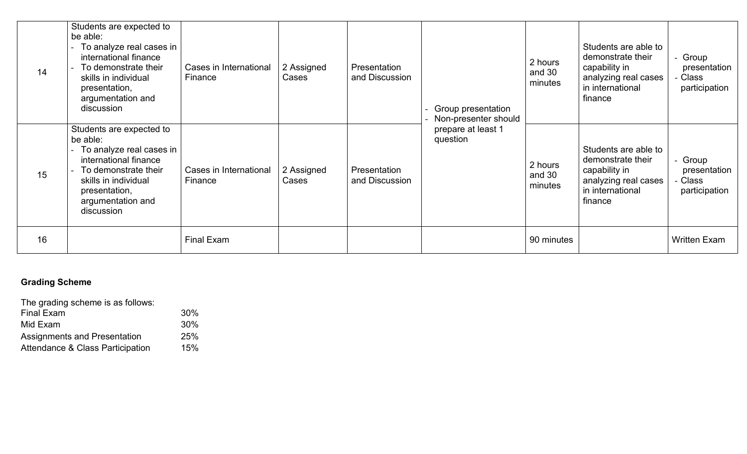| | | | | | | | | |
|---|---|---|---|---|---|---|---|---|
| 14 | Students are expected to be able:<br>- To analyze real cases in international finance<br>- To demonstrate their skills in individual presentation, argumentation and discussion | Cases in International Finance | 2 Assigned Cases | Presentation and Discussion | - Group presentation<br>- Non-presenter should prepare at least 1 question | 2 hours and 30 minutes | Students are able to demonstrate their capability in analyzing real cases in international finance | - Group presentation<br>- Class participation |
| 15 | Students are expected to be able:<br>- To analyze real cases in international finance<br>- To demonstrate their skills in individual presentation, argumentation and discussion | Cases in International Finance | 2 Assigned Cases | Presentation and Discussion | | 2 hours and 30 minutes | Students are able to demonstrate their capability in analyzing real cases in international finance | - Group presentation<br>- Class participation |
| 16 | | Final Exam | | | | 90 minutes | | Written Exam |

**Grading Scheme**

The grading scheme is as follows:

| | |
|---|---|
| Final Exam | 30% |
| Mid Exam | 30% |
| Assignments and Presentation | 25% |
| Attendance & Class Participation | 15% |